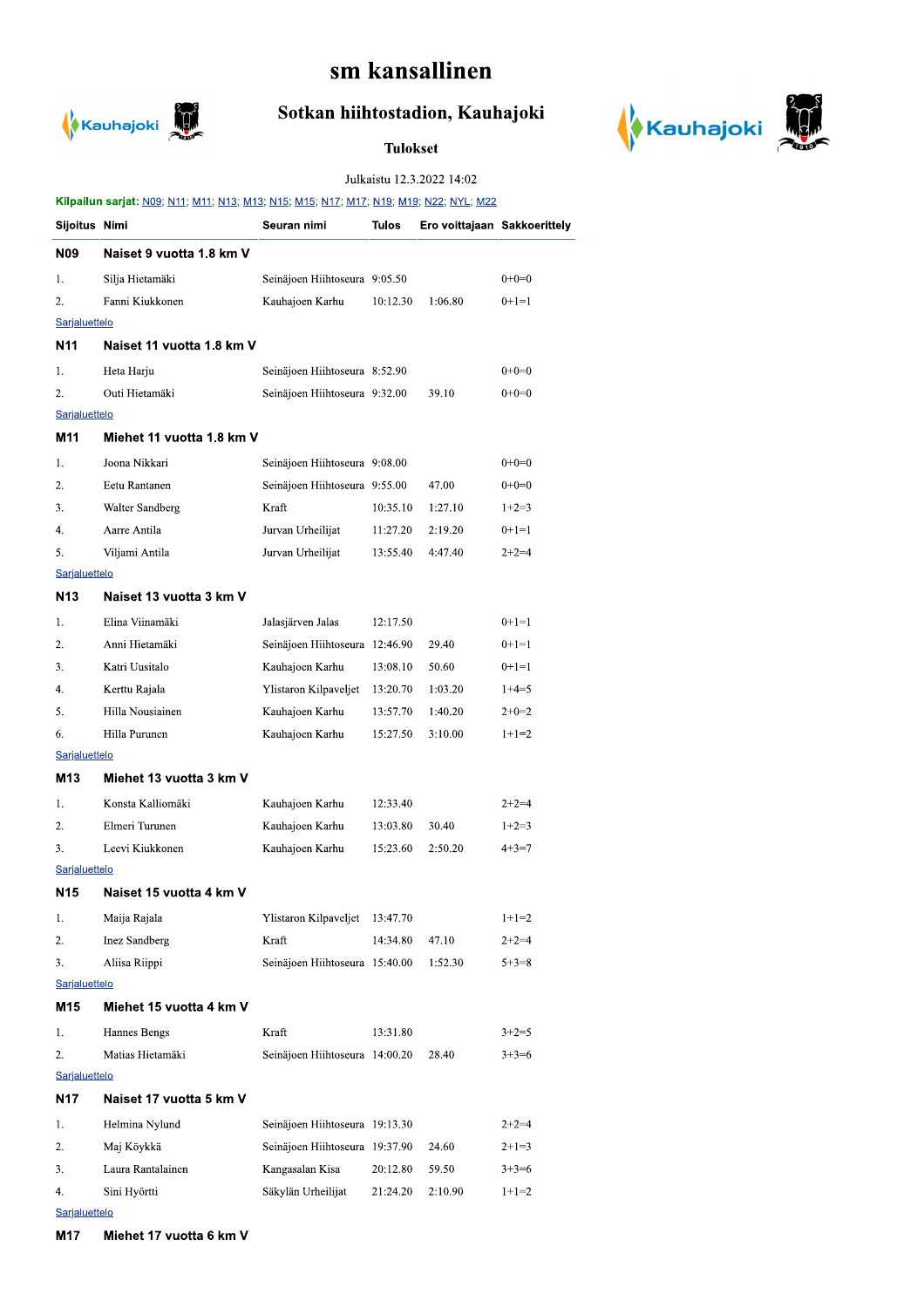# sm kansallinen

## Sotkan hiihtostadion, Kauhajoki

### Tulokset

Julkaistu 12.3.2022 14:02

**Kilpailun sarjat:** N09; N11; M11; N13; M13; N15; M15; N17; M17; N19; M19; N22; NYL; M22

| Sijoitus | Nimi | Seuran nimi | Tulos | Ero voittajaan | Sakkoerittely |
|---|---|---|---|---|---|
| **N09** | **Naiset 9 vuotta 1.8 km V** | | | | |
| 1. | Silja Hietamäki | Seinäjoen Hiihtoseura | 9:05.50 | | 0+0=0 |
| 2. | Fanni Kiukkonen | Kauhajoen Karhu | 10:12.30 | 1:06.80 | 0+1=1 |
| Sarjaluettelo | | | | | |
| **N11** | **Naiset 11 vuotta 1.8 km V** | | | | |
| 1. | Heta Harju | Seinäjoen Hiihtoseura | 8:52.90 | | 0+0=0 |
| 2. | Outi Hietamäki | Seinäjoen Hiihtoseura | 9:32.00 | 39.10 | 0+0=0 |
| Sarjaluettelo | | | | | |
| **M11** | **Miehet 11 vuotta 1.8 km V** | | | | |
| 1. | Joona Nikkari | Seinäjoen Hiihtoseura | 9:08.00 | | 0+0=0 |
| 2. | Eetu Rantanen | Seinäjoen Hiihtoseura | 9:55.00 | 47.00 | 0+0=0 |
| 3. | Walter Sandberg | Kraft | 10:35.10 | 1:27.10 | 1+2=3 |
| 4. | Aarre Antila | Jurvan Urheilijat | 11:27.20 | 2:19.20 | 0+1=1 |
| 5. | Viljami Antila | Jurvan Urheilijat | 13:55.40 | 4:47.40 | 2+2=4 |
| Sarjaluettelo | | | | | |
| **N13** | **Naiset 13 vuotta 3 km V** | | | | |
| 1. | Elina Viinamäki | Jalasjärven Jalas | 12:17.50 | | 0+1=1 |
| 2. | Anni Hietamäki | Seinäjoen Hiihtoseura | 12:46.90 | 29.40 | 0+1=1 |
| 3. | Katri Uusitalo | Kauhajoen Karhu | 13:08.10 | 50.60 | 0+1=1 |
| 4. | Kerttu Rajala | Ylistaron Kilpaveljet | 13:20.70 | 1:03.20 | 1+4=5 |
| 5. | Hilla Nousiainen | Kauhajoen Karhu | 13:57.70 | 1:40.20 | 2+0=2 |
| 6. | Hilla Purunen | Kauhajoen Karhu | 15:27.50 | 3:10.00 | 1+1=2 |
| Sarjaluettelo | | | | | |
| **M13** | **Miehet 13 vuotta 3 km V** | | | | |
| 1. | Konsta Kalliomäki | Kauhajoen Karhu | 12:33.40 | | 2+2=4 |
| 2. | Elmeri Turunen | Kauhajoen Karhu | 13:03.80 | 30.40 | 1+2=3 |
| 3. | Leevi Kiukkonen | Kauhajoen Karhu | 15:23.60 | 2:50.20 | 4+3=7 |
| Sarjaluettelo | | | | | |
| **N15** | **Naiset 15 vuotta 4 km V** | | | | |
| 1. | Maija Rajala | Ylistaron Kilpaveljet | 13:47.70 | | 1+1=2 |
| 2. | Inez Sandberg | Kraft | 14:34.80 | 47.10 | 2+2=4 |
| 3. | Aliisa Riippi | Seinäjoen Hiihtoseura | 15:40.00 | 1:52.30 | 5+3=8 |
| Sarjaluettelo | | | | | |
| **M15** | **Miehet 15 vuotta 4 km V** | | | | |
| 1. | Hannes Bengs | Kraft | 13:31.80 | | 3+2=5 |
| 2. | Matias Hietamäki | Seinäjoen Hiihtoseura | 14:00.20 | 28.40 | 3+3=6 |
| Sarjaluettelo | | | | | |
| **N17** | **Naiset 17 vuotta 5 km V** | | | | |
| 1. | Helmina Nylund | Seinäjoen Hiihtoseura | 19:13.30 | | 2+2=4 |
| 2. | Maj Köykkä | Seinäjoen Hiihtoseura | 19:37.90 | 24.60 | 2+1=3 |
| 3. | Laura Rantalainen | Kangasalan Kisa | 20:12.80 | 59.50 | 3+3=6 |
| 4. | Sini Hyörtti | Säkylän Urheilijat | 21:24.20 | 2:10.90 | 1+1=2 |
| Sarjaluettelo | | | | | |
| **M17** | **Miehet 17 vuotta 6 km V** | | | | |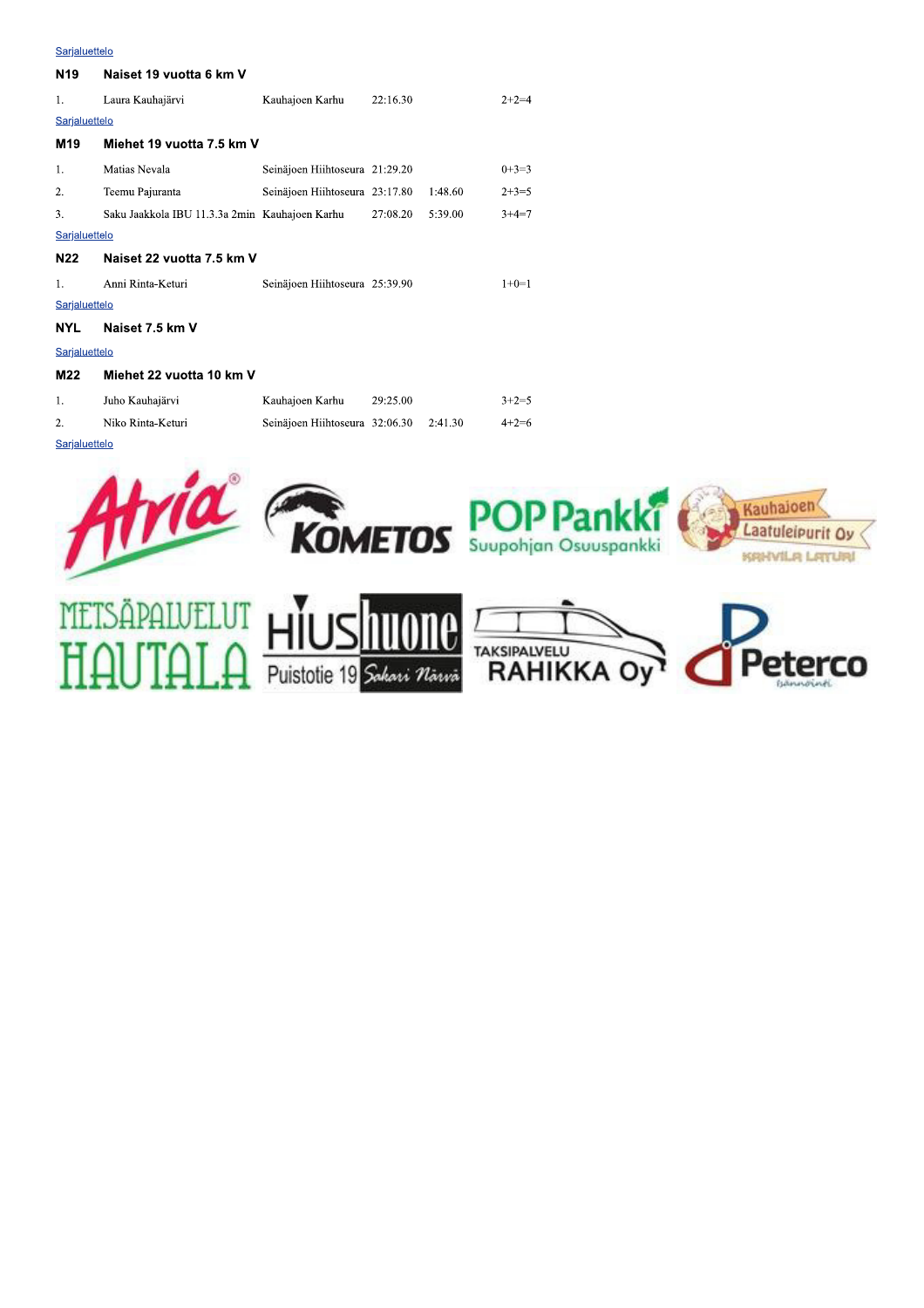Sarjaluettelo

## N19 Naiset 19 vuotta 6 km V

| | | | | | |
|---|---|---|---|---|---|
| 1. | Laura Kauhajärvi | Kauhajoen Karhu | 22:16.30 | | 2+2=4 |

Sarjaluettelo

## M19 Miehet 19 vuotta 7.5 km V

| | | | | | |
|---|---|---|---|---|---|
| 1. | Matias Nevala | Seinäjoen Hiihtoseura | 21:29.20 | | 0+3=3 |
| 2. | Teemu Pajuranta | Seinäjoen Hiihtoseura | 23:17.80 | 1:48.60 | 2+3=5 |
| 3. | Saku Jaakkola IBU 11.3.3a 2min | Kauhajoen Karhu | 27:08.20 | 5:39.00 | 3+4=7 |

Sarjaluettelo

## N22 Naiset 22 vuotta 7.5 km V

| | | | | | |
|---|---|---|---|---|---|
| 1. | Anni Rinta-Keturi | Seinäjoen Hiihtoseura | 25:39.90 | | 1+0=1 |

Sarjaluettelo

## NYL Naiset 7.5 km V

Sarjaluettelo

## M22 Miehet 22 vuotta 10 km V

| | | | | | |
|---|---|---|---|---|---|
| 1. | Juho Kauhajärvi | Kauhajoen Karhu | 29:25.00 | | 3+2=5 |
| 2. | Niko Rinta-Keturi | Seinäjoen Hiihtoseura | 32:06.30 | 2:41.30 | 4+2=6 |

Sarjaluettelo